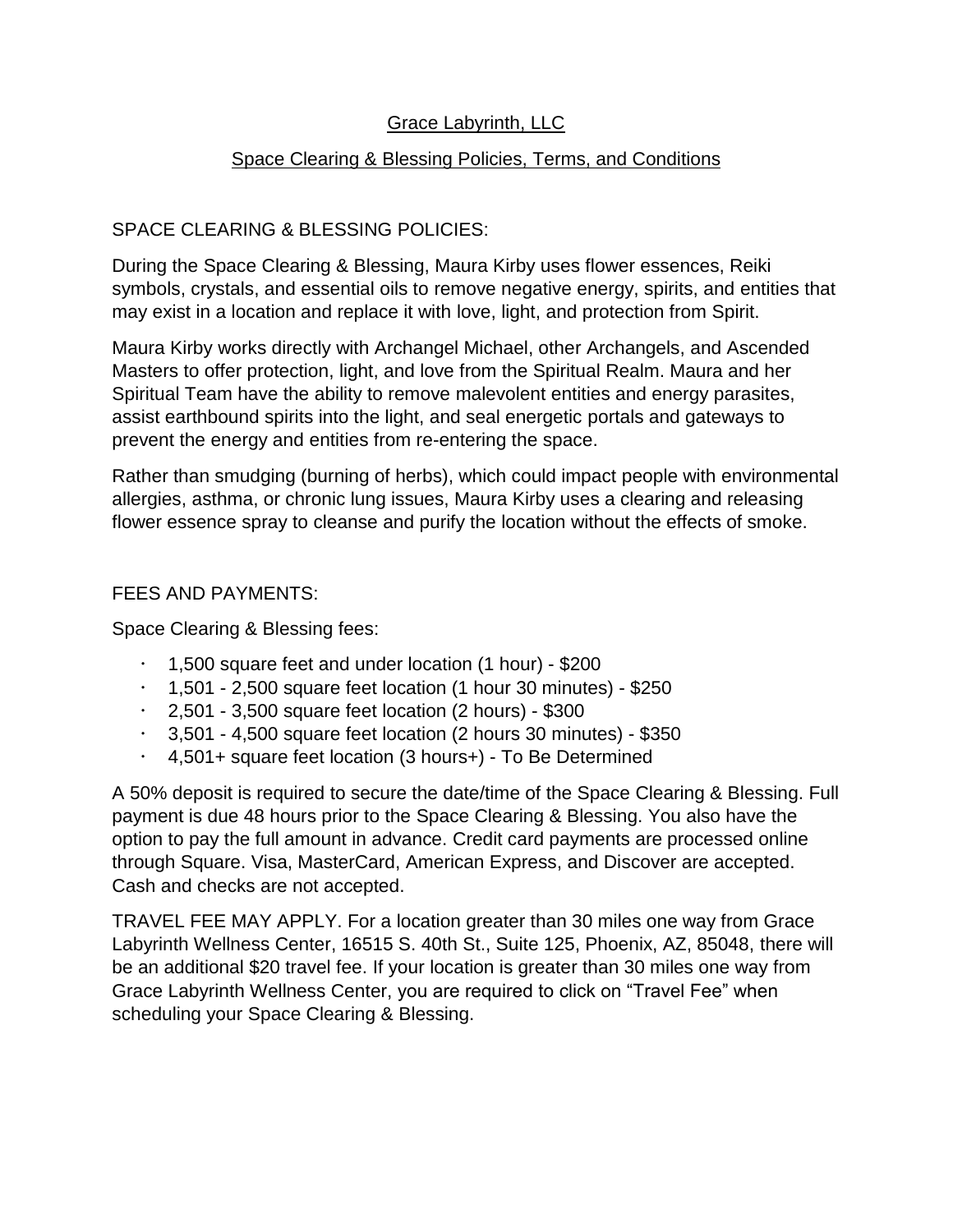# Grace Labyrinth, LLC

## Space Clearing & Blessing Policies, Terms, and Conditions

### SPACE CLEARING & BLESSING POLICIES:

During the Space Clearing & Blessing, Maura Kirby uses flower essences, Reiki symbols, crystals, and essential oils to remove negative energy, spirits, and entities that may exist in a location and replace it with love, light, and protection from Spirit.

Maura Kirby works directly with Archangel Michael, other Archangels, and Ascended Masters to offer protection, light, and love from the Spiritual Realm. Maura and her Spiritual Team have the ability to remove malevolent entities and energy parasites, assist earthbound spirits into the light, and seal energetic portals and gateways to prevent the energy and entities from re-entering the space.

Rather than smudging (burning of herbs), which could impact people with environmental allergies, asthma, or chronic lung issues, Maura Kirby uses a clearing and releasing flower essence spray to cleanse and purify the location without the effects of smoke.

### FEES AND PAYMENTS:

Space Clearing & Blessing fees:

- 1,500 square feet and under location (1 hour) - $200
- 1,501 - 2,500 square feet location (1 hour 30 minutes) - $250
- 2,501 - 3,500 square feet location (2 hours) - $300
- 3,501 - 4,500 square feet location (2 hours 30 minutes) - $350
- 4,501+ square feet location (3 hours+) - To Be Determined

A 50% deposit is required to secure the date/time of the Space Clearing & Blessing. Full payment is due 48 hours prior to the Space Clearing & Blessing. You also have the option to pay the full amount in advance. Credit card payments are processed online through Square. Visa, MasterCard, American Express, and Discover are accepted. Cash and checks are not accepted.

TRAVEL FEE MAY APPLY. For a location greater than 30 miles one way from Grace Labyrinth Wellness Center, 16515 S. 40th St., Suite 125, Phoenix, AZ, 85048, there will be an additional $20 travel fee. If your location is greater than 30 miles one way from Grace Labyrinth Wellness Center, you are required to click on "Travel Fee" when scheduling your Space Clearing & Blessing.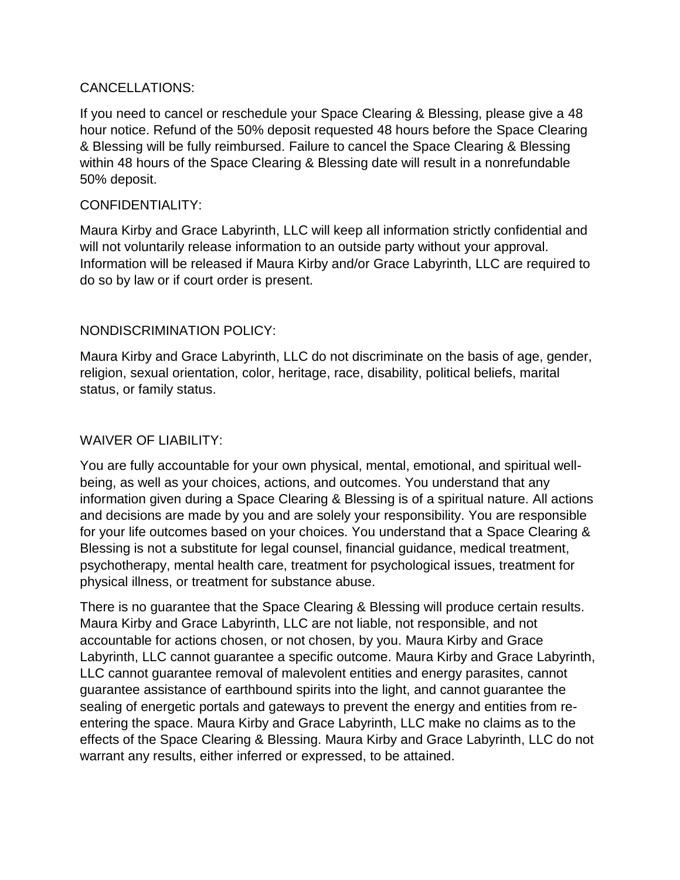## CANCELLATIONS:

If you need to cancel or reschedule your Space Clearing & Blessing, please give a 48 hour notice. Refund of the 50% deposit requested 48 hours before the Space Clearing & Blessing will be fully reimbursed. Failure to cancel the Space Clearing & Blessing within 48 hours of the Space Clearing & Blessing date will result in a nonrefundable 50% deposit.

## CONFIDENTIALITY:

Maura Kirby and Grace Labyrinth, LLC will keep all information strictly confidential and will not voluntarily release information to an outside party without your approval. Information will be released if Maura Kirby and/or Grace Labyrinth, LLC are required to do so by law or if court order is present.

## NONDISCRIMINATION POLICY:

Maura Kirby and Grace Labyrinth, LLC do not discriminate on the basis of age, gender, religion, sexual orientation, color, heritage, race, disability, political beliefs, marital status, or family status.

## WAIVER OF LIABILITY:

You are fully accountable for your own physical, mental, emotional, and spiritual well-being, as well as your choices, actions, and outcomes. You understand that any information given during a Space Clearing & Blessing is of a spiritual nature. All actions and decisions are made by you and are solely your responsibility. You are responsible for your life outcomes based on your choices. You understand that a Space Clearing & Blessing is not a substitute for legal counsel, financial guidance, medical treatment, psychotherapy, mental health care, treatment for psychological issues, treatment for physical illness, or treatment for substance abuse.

There is no guarantee that the Space Clearing & Blessing will produce certain results. Maura Kirby and Grace Labyrinth, LLC are not liable, not responsible, and not accountable for actions chosen, or not chosen, by you. Maura Kirby and Grace Labyrinth, LLC cannot guarantee a specific outcome. Maura Kirby and Grace Labyrinth, LLC cannot guarantee removal of malevolent entities and energy parasites, cannot guarantee assistance of earthbound spirits into the light, and cannot guarantee the sealing of energetic portals and gateways to prevent the energy and entities from re-entering the space. Maura Kirby and Grace Labyrinth, LLC make no claims as to the effects of the Space Clearing & Blessing. Maura Kirby and Grace Labyrinth, LLC do not warrant any results, either inferred or expressed, to be attained.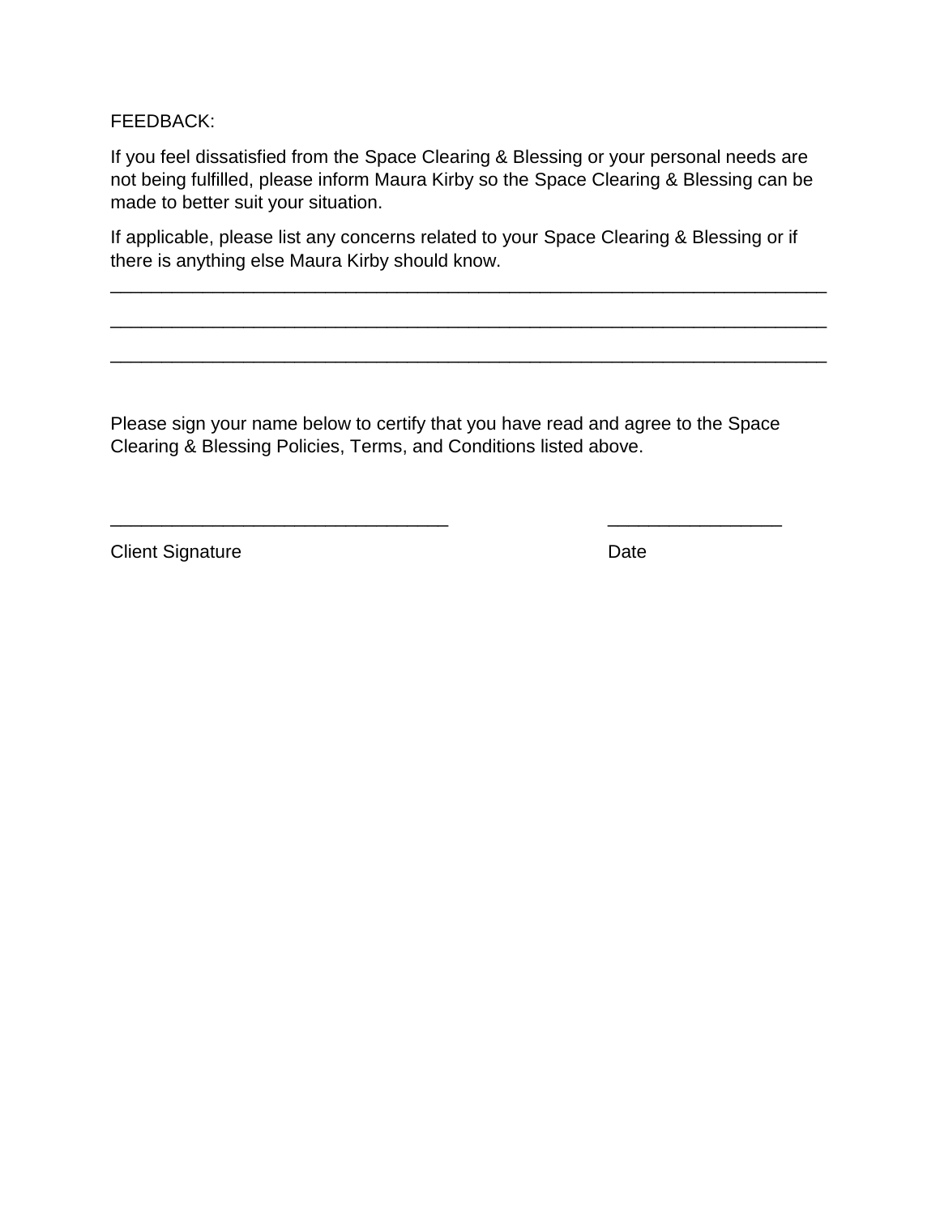FEEDBACK:

If you feel dissatisfied from the Space Clearing & Blessing or your personal needs are not being fulfilled, please inform Maura Kirby so the Space Clearing & Blessing can be made to better suit your situation.

If applicable, please list any concerns related to your Space Clearing & Blessing or if there is anything else Maura Kirby should know.

_________________________________________________________________________

_________________________________________________________________________

_________________________________________________________________________

Please sign your name below to certify that you have read and agree to the Space Clearing & Blessing Policies, Terms, and Conditions listed above.

__________________________________ _________________

Client Signature Date